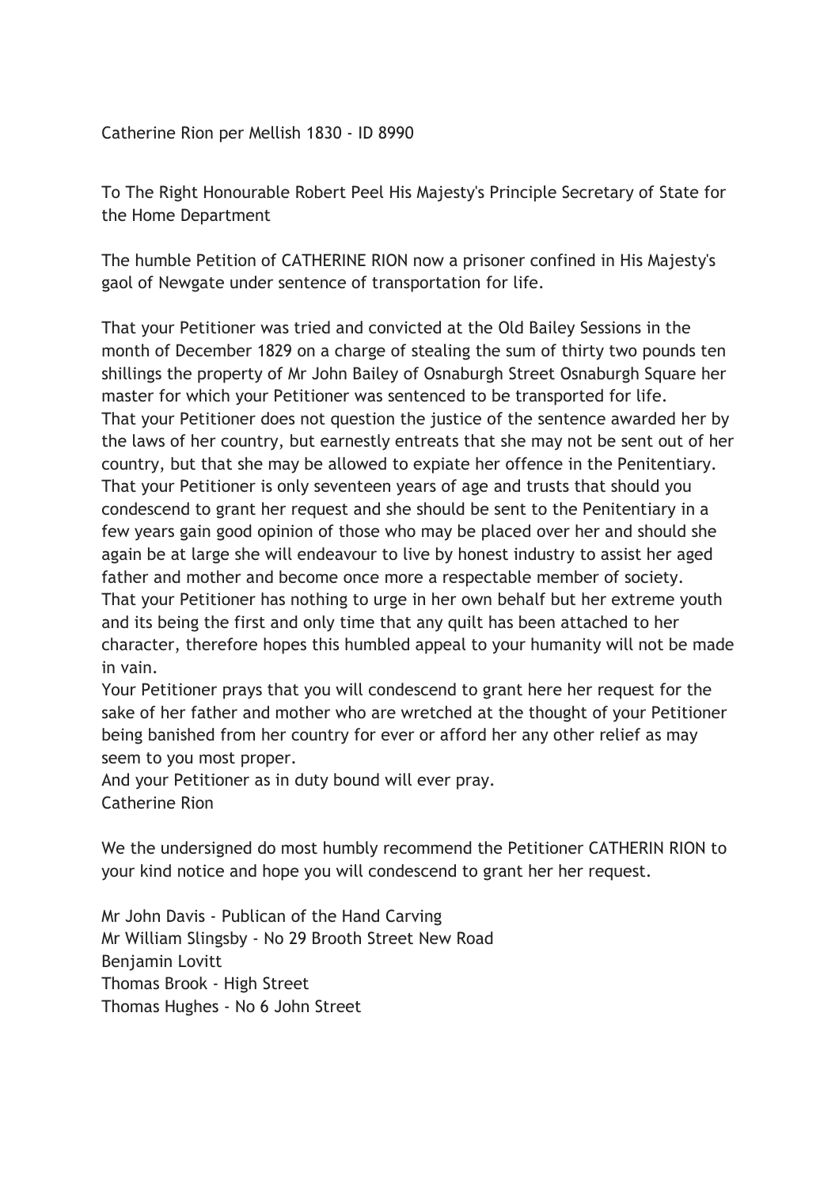Catherine Rion per Mellish 1830 - ID 8990

To The Right Honourable Robert Peel His Majesty's Principle Secretary of State for the Home Department

The humble Petition of CATHERINE RION now a prisoner confined in His Majesty's gaol of Newgate under sentence of transportation for life.

That your Petitioner was tried and convicted at the Old Bailey Sessions in the month of December 1829 on a charge of stealing the sum of thirty two pounds ten shillings the property of Mr John Bailey of Osnaburgh Street Osnaburgh Square her master for which your Petitioner was sentenced to be transported for life.
That your Petitioner does not question the justice of the sentence awarded her by the laws of her country, but earnestly entreats that she may not be sent out of her country, but that she may be allowed to expiate her offence in the Penitentiary.
That your Petitioner is only seventeen years of age and trusts that should you condescend to grant her request and she should be sent to the Penitentiary in a few years gain good opinion of those who may be placed over her and should she again be at large she will endeavour to live by honest industry to assist her aged father and mother and become once more a respectable member of society.
That your Petitioner has nothing to urge in her own behalf but her extreme youth and its being the first and only time that any quilt has been attached to her character, therefore hopes this humbled appeal to your humanity will not be made in vain.
Your Petitioner prays that you will condescend to grant here her request for the sake of her father and mother who are wretched at the thought of your Petitioner being banished from her country for ever or afford her any other relief as may seem to you most proper.
And your Petitioner as in duty bound will ever pray.
Catherine Rion

We the undersigned do most humbly recommend the Petitioner CATHERIN RION to your kind notice and hope you will condescend to grant her her request.

Mr John Davis - Publican of the Hand Carving
Mr William Slingsby - No 29 Brooth Street New Road
Benjamin Lovitt
Thomas Brook - High Street
Thomas Hughes - No 6 John Street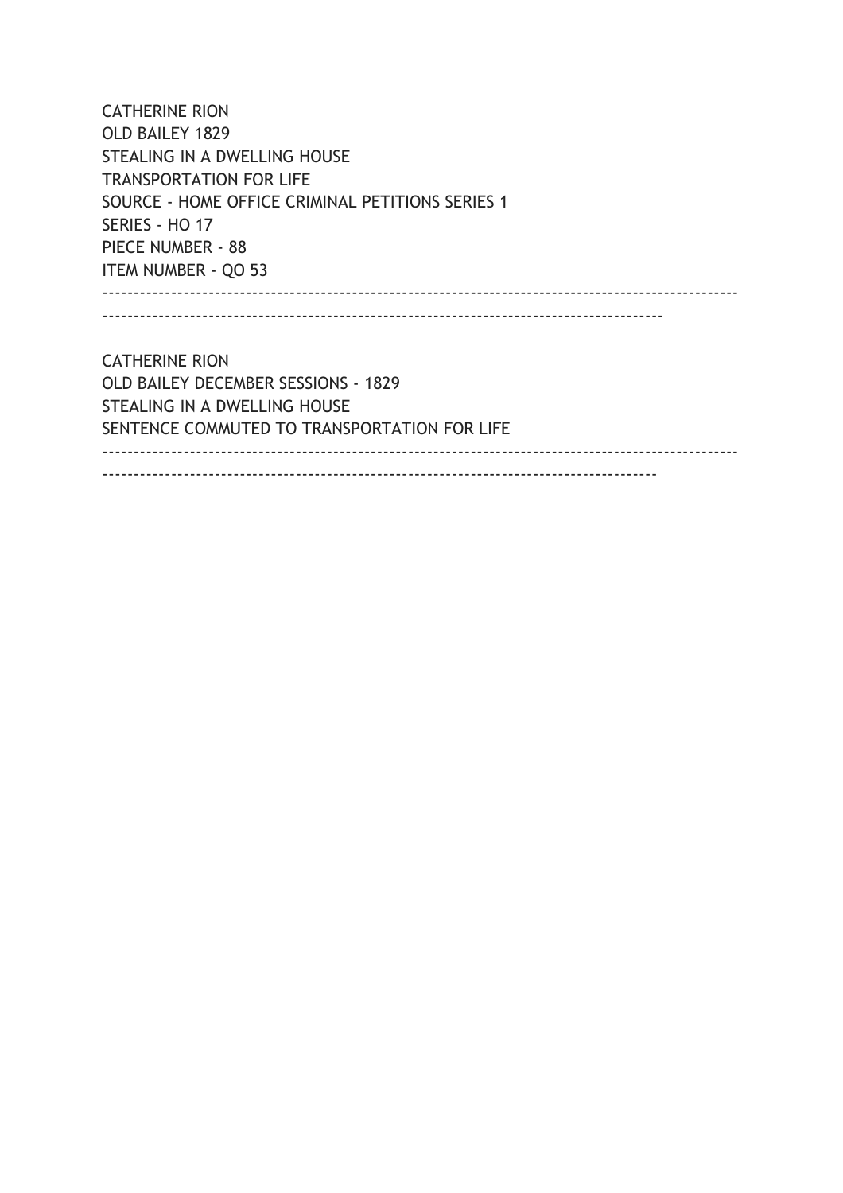CATHERINE RION
OLD BAILEY 1829
STEALING IN A DWELLING HOUSE
TRANSPORTATION FOR LIFE
SOURCE - HOME OFFICE CRIMINAL PETITIONS SERIES 1
SERIES - HO 17
PIECE NUMBER - 88
ITEM NUMBER - QO 53

---

CATHERINE RION
OLD BAILEY DECEMBER SESSIONS - 1829
STEALING IN A DWELLING HOUSE
SENTENCE COMMUTED TO TRANSPORTATION FOR LIFE

---